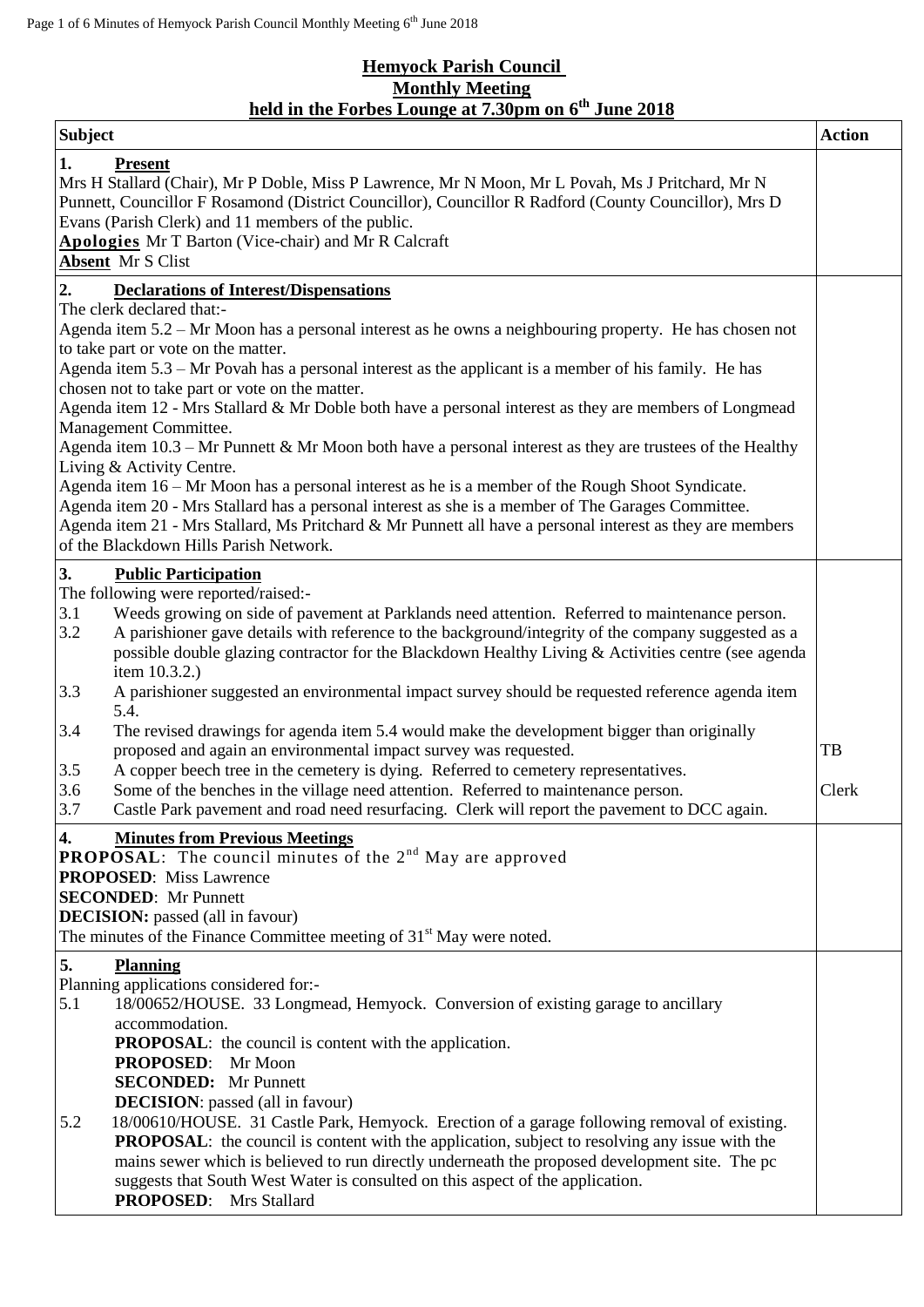# Hemyock Parish Council
## Monthly Meeting
## held in the Forbes Lounge at 7.30pm on 6th June 2018

| Subject | Action |
|---|---|
| **1. Present**<br>Mrs H Stallard (Chair), Mr P Doble, Miss P Lawrence, Mr N Moon, Mr L Povah, Ms J Pritchard, Mr N Punnett, Councillor F Rosamond (District Councillor), Councillor R Radford (County Councillor), Mrs D Evans (Parish Clerk) and 11 members of the public.<br>**Apologies** Mr T Barton (Vice-chair) and Mr R Calcraft<br>**Absent** Mr S Clist | |
| **2. Declarations of Interest/Dispensations**<br>The clerk declared that:-<br>Agenda item 5.2 – Mr Moon has a personal interest as he owns a neighbouring property. He has chosen not to take part or vote on the matter.<br>Agenda item 5.3 – Mr Povah has a personal interest as the applicant is a member of his family. He has chosen not to take part or vote on the matter.<br>Agenda item 12 - Mrs Stallard & Mr Doble both have a personal interest as they are members of Longmead Management Committee.<br>Agenda item 10.3 – Mr Punnett & Mr Moon both have a personal interest as they are trustees of the Healthy Living & Activity Centre.<br>Agenda item 16 – Mr Moon has a personal interest as he is a member of the Rough Shoot Syndicate.<br>Agenda item 20 - Mrs Stallard has a personal interest as she is a member of The Garages Committee.<br>Agenda item 21 - Mrs Stallard, Ms Pritchard & Mr Punnett all have a personal interest as they are members of the Blackdown Hills Parish Network. | |
| **3. Public Participation**<br>The following were reported/raised:-<br>3.1 Weeds growing on side of pavement at Parklands need attention. Referred to maintenance person.<br>3.2 A parishioner gave details with reference to the background/integrity of the company suggested as a possible double glazing contractor for the Blackdown Healthy Living & Activities centre (see agenda item 10.3.2.)<br>3.3 A parishioner suggested an environmental impact survey should be requested reference agenda item 5.4.<br>3.4 The revised drawings for agenda item 5.4 would make the development bigger than originally proposed and again an environmental impact survey was requested.<br>3.5 A copper beech tree in the cemetery is dying. Referred to cemetery representatives.<br>3.6 Some of the benches in the village need attention. Referred to maintenance person.<br>3.7 Castle Park pavement and road need resurfacing. Clerk will report the pavement to DCC again. | TB<br><br>Clerk |
| **4. Minutes from Previous Meetings**<br>**PROPOSAL**: The council minutes of the 2nd May are approved<br>**PROPOSED**: Miss Lawrence<br>**SECONDED**: Mr Punnett<br>**DECISION:** passed (all in favour)<br>The minutes of the Finance Committee meeting of 31st May were noted. | |
| **5. Planning**<br>Planning applications considered for:-<br>5.1 18/00652/HOUSE. 33 Longmead, Hemyock. Conversion of existing garage to ancillary accommodation.<br>**PROPOSAL**: the council is content with the application.<br>**PROPOSED**: Mr Moon<br>**SECONDED:** Mr Punnett<br>**DECISION**: passed (all in favour)<br>5.2 18/00610/HOUSE. 31 Castle Park, Hemyock. Erection of a garage following removal of existing.<br>**PROPOSAL**: the council is content with the application, subject to resolving any issue with the mains sewer which is believed to run directly underneath the proposed development site. The pc suggests that South West Water is consulted on this aspect of the application.<br>**PROPOSED**: Mrs Stallard | |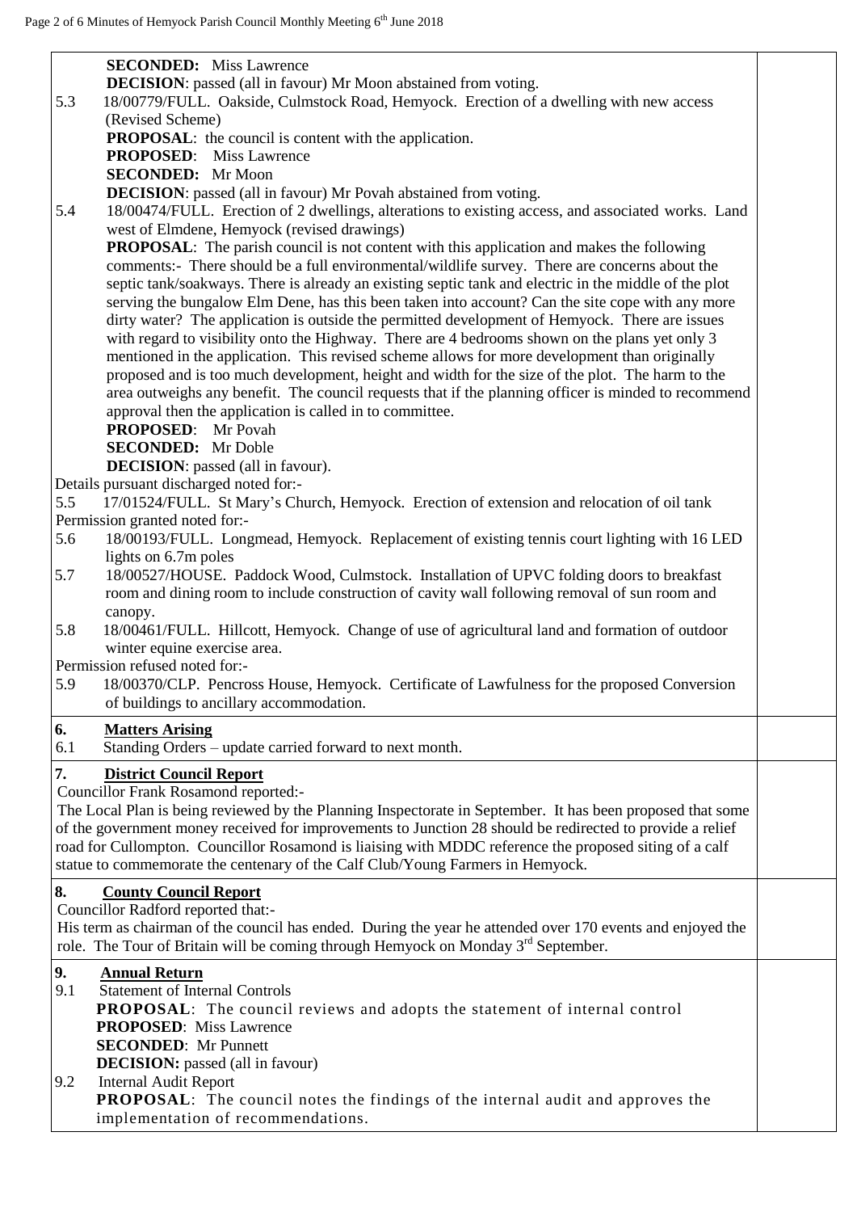**SECONDED:** Miss Lawrence
**DECISION**: passed (all in favour) Mr Moon abstained from voting.

5.3 18/00779/FULL. Oakside, Culmstock Road, Hemyock. Erection of a dwelling with new access (Revised Scheme)
**PROPOSAL**: the council is content with the application.
**PROPOSED**: Miss Lawrence
**SECONDED:** Mr Moon
**DECISION**: passed (all in favour) Mr Povah abstained from voting.

5.4 18/00474/FULL. Erection of 2 dwellings, alterations to existing access, and associated works. Land west of Elmdene, Hemyock (revised drawings)
**PROPOSAL**: The parish council is not content with this application and makes the following comments:- There should be a full environmental/wildlife survey. There are concerns about the septic tank/soakways. There is already an existing septic tank and electric in the middle of the plot serving the bungalow Elm Dene, has this been taken into account? Can the site cope with any more dirty water? The application is outside the permitted development of Hemyock. There are issues with regard to visibility onto the Highway. There are 4 bedrooms shown on the plans yet only 3 mentioned in the application. This revised scheme allows for more development than originally proposed and is too much development, height and width for the size of the plot. The harm to the area outweighs any benefit. The council requests that if the planning officer is minded to recommend approval then the application is called in to committee.
**PROPOSED**: Mr Povah
**SECONDED:** Mr Doble
**DECISION**: passed (all in favour).

Details pursuant discharged noted for:-

5.5 17/01524/FULL. St Mary's Church, Hemyock. Erection of extension and relocation of oil tank

Permission granted noted for:-

5.6 18/00193/FULL. Longmead, Hemyock. Replacement of existing tennis court lighting with 16 LED lights on 6.7m poles

5.7 18/00527/HOUSE. Paddock Wood, Culmstock. Installation of UPVC folding doors to breakfast room and dining room to include construction of cavity wall following removal of sun room and canopy.

5.8 18/00461/FULL. Hillcott, Hemyock. Change of use of agricultural land and formation of outdoor winter equine exercise area.

Permission refused noted for:-

5.9 18/00370/CLP. Pencross House, Hemyock. Certificate of Lawfulness for the proposed Conversion of buildings to ancillary accommodation.

## 6. Matters Arising

6.1 Standing Orders – update carried forward to next month.

## 7. District Council Report

Councillor Frank Rosamond reported:-

The Local Plan is being reviewed by the Planning Inspectorate in September. It has been proposed that some of the government money received for improvements to Junction 28 should be redirected to provide a relief road for Cullompton. Councillor Rosamond is liaising with MDDC reference the proposed siting of a calf statue to commemorate the centenary of the Calf Club/Young Farmers in Hemyock.

## 8. County Council Report

Councillor Radford reported that:-

His term as chairman of the council has ended. During the year he attended over 170 events and enjoyed the role. The Tour of Britain will be coming through Hemyock on Monday 3rd September.

## 9. Annual Return

9.1 Statement of Internal Controls
**PROPOSAL**: The council reviews and adopts the statement of internal control
**PROPOSED**: Miss Lawrence
**SECONDED**: Mr Punnett
**DECISION:** passed (all in favour)

9.2 Internal Audit Report
**PROPOSAL**: The council notes the findings of the internal audit and approves the implementation of recommendations.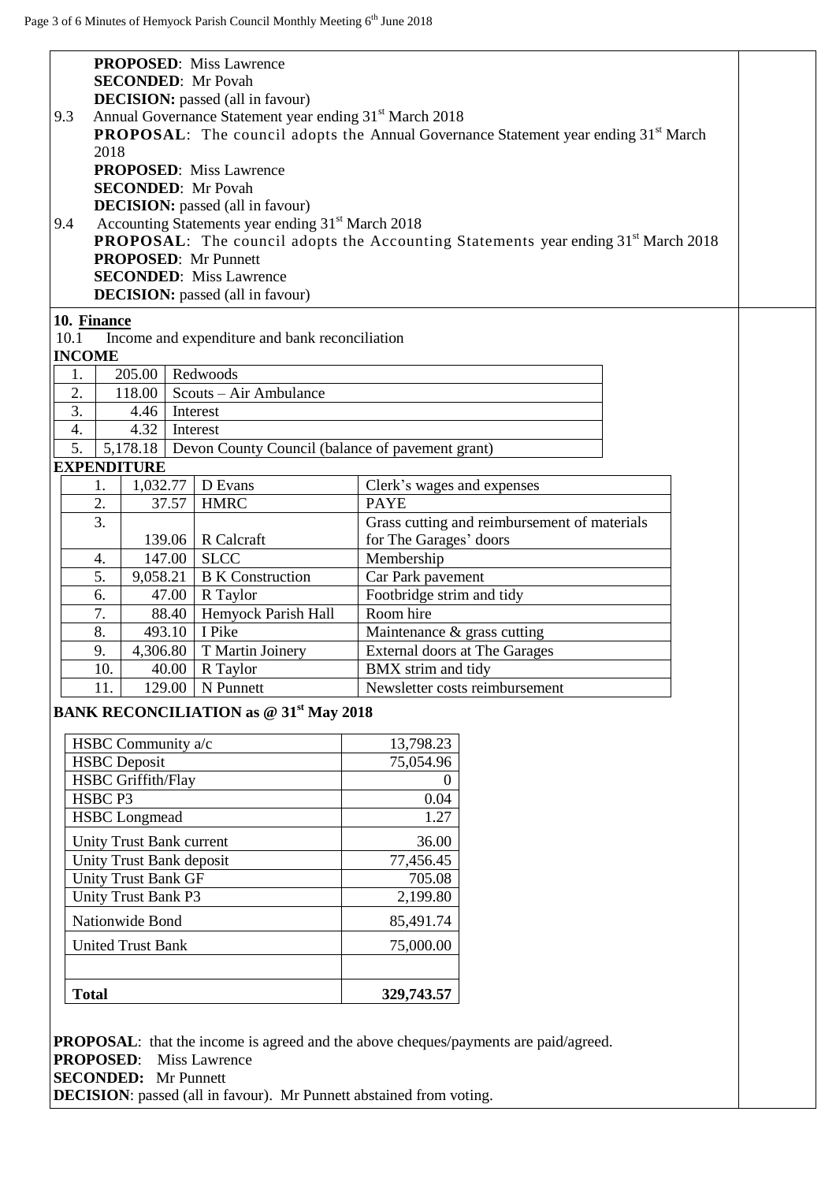**PROPOSED**: Miss Lawrence
**SECONDED**: Mr Povah
**DECISION:** passed (all in favour)

9.3 Annual Governance Statement year ending 31st March 2018

**PROPOSAL**: The council adopts the Annual Governance Statement year ending 31st March 2018
**PROPOSED**: Miss Lawrence
**SECONDED**: Mr Povah
**DECISION:** passed (all in favour)

9.4 Accounting Statements year ending 31st March 2018

**PROPOSAL**: The council adopts the Accounting Statements year ending 31st March 2018
**PROPOSED**: Mr Punnett
**SECONDED**: Miss Lawrence
**DECISION:** passed (all in favour)

**10. Finance**

10.1 Income and expenditure and bank reconciliation

**INCOME**

| | | |
|---|---|---|
| 1. | 205.00 | Redwoods |
| 2. | 118.00 | Scouts – Air Ambulance |
| 3. | 4.46 | Interest |
| 4. | 4.32 | Interest |
| 5. | 5,178.18 | Devon County Council (balance of pavement grant) |

**EXPENDITURE**

| | | | |
|---|---|---|---|
| 1. | 1,032.77 | D Evans | Clerk's wages and expenses |
| 2. | 37.57 | HMRC | PAYE |
| 3. | 139.06 | R Calcraft | Grass cutting and reimbursement of materials for The Garages' doors |
| 4. | 147.00 | SLCC | Membership |
| 5. | 9,058.21 | B K Construction | Car Park pavement |
| 6. | 47.00 | R Taylor | Footbridge strim and tidy |
| 7. | 88.40 | Hemyock Parish Hall | Room hire |
| 8. | 493.10 | I Pike | Maintenance & grass cutting |
| 9. | 4,306.80 | T Martin Joinery | External doors at The Garages |
| 10. | 40.00 | R Taylor | BMX strim and tidy |
| 11. | 129.00 | N Punnett | Newsletter costs reimbursement |

**BANK RECONCILIATION as @ 31st May 2018**

| | |
|---|---|
| HSBC Community a/c | 13,798.23 |
| HSBC Deposit | 75,054.96 |
| HSBC Griffith/Flay | 0 |
| HSBC P3 | 0.04 |
| HSBC Longmead | 1.27 |
| Unity Trust Bank current | 36.00 |
| Unity Trust Bank deposit | 77,456.45 |
| Unity Trust Bank GF | 705.08 |
| Unity Trust Bank P3 | 2,199.80 |
| Nationwide Bond | 85,491.74 |
| United Trust Bank | 75,000.00 |
| | |
| **Total** | **329,743.57** |

**PROPOSAL**: that the income is agreed and the above cheques/payments are paid/agreed.
**PROPOSED**: Miss Lawrence
**SECONDED:** Mr Punnett
**DECISION**: passed (all in favour). Mr Punnett abstained from voting.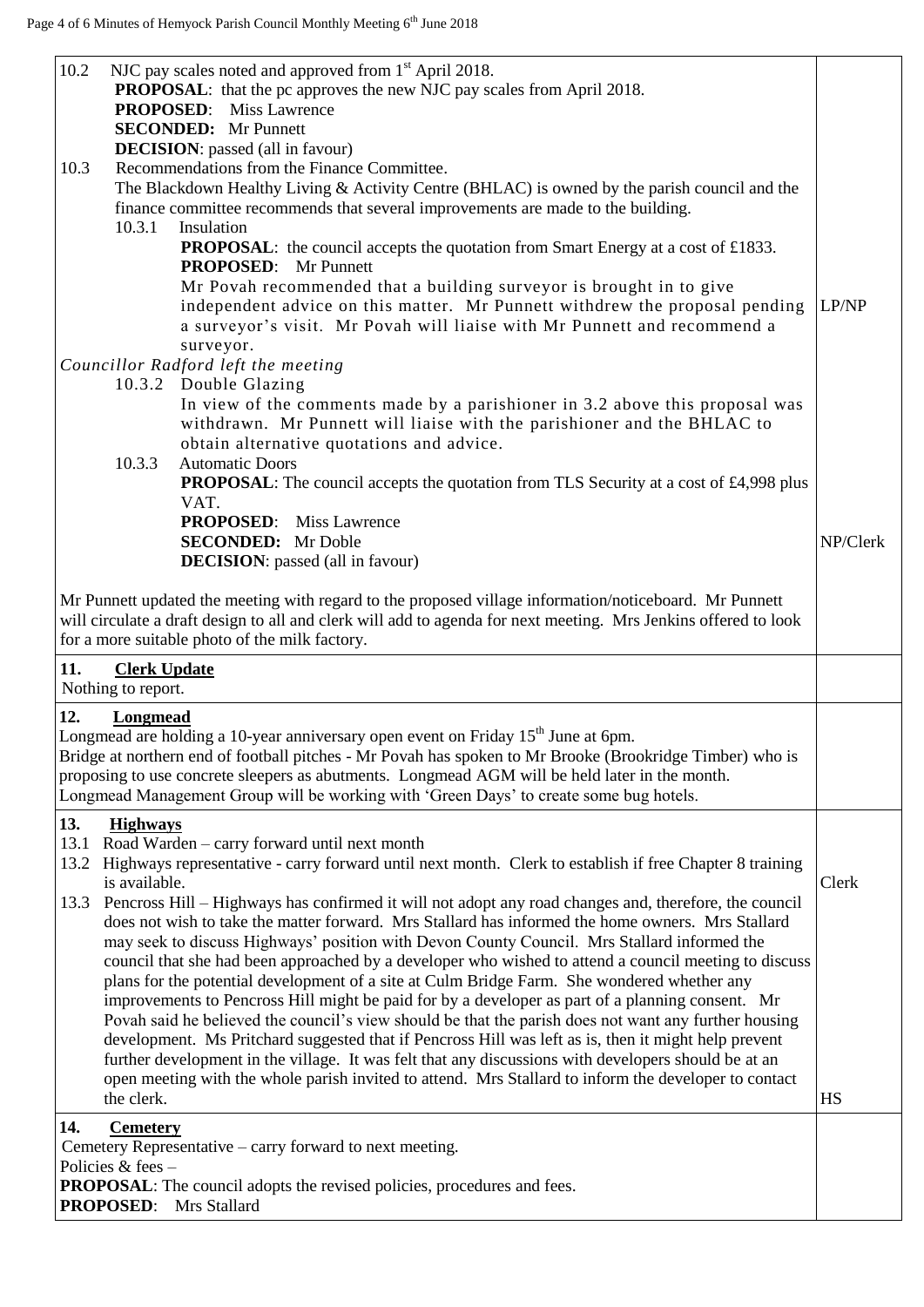| | |
|---|---|
| 10.2 NJC pay scales noted and approved from 1st April 2018.<br>**PROPOSAL**: that the pc approves the new NJC pay scales from April 2018.<br>**PROPOSED**: Miss Lawrence<br>**SECONDED:** Mr Punnett<br>**DECISION**: passed (all in favour)<br>10.3 Recommendations from the Finance Committee.<br>The Blackdown Healthy Living & Activity Centre (BHLAC) is owned by the parish council and the finance committee recommends that several improvements are made to the building.<br>10.3.1 Insulation<br>**PROPOSAL**: the council accepts the quotation from Smart Energy at a cost of £1833.<br>**PROPOSED**: Mr Punnett<br>Mr Povah recommended that a building surveyor is brought in to give independent advice on this matter. Mr Punnett withdrew the proposal pending a surveyor's visit. Mr Povah will liaise with Mr Punnett and recommend a surveyor.<br>*Councillor Radford left the meeting*<br>10.3.2 Double Glazing<br>In view of the comments made by a parishioner in 3.2 above this proposal was withdrawn. Mr Punnett will liaise with the parishioner and the BHLAC to obtain alternative quotations and advice.<br>10.3.3 Automatic Doors<br>**PROPOSAL**: The council accepts the quotation from TLS Security at a cost of £4,998 plus VAT.<br>**PROPOSED**: Miss Lawrence<br>**SECONDED:** Mr Doble<br>**DECISION**: passed (all in favour)<br><br>Mr Punnett updated the meeting with regard to the proposed village information/noticeboard. Mr Punnett will circulate a draft design to all and clerk will add to agenda for next meeting. Mrs Jenkins offered to look for a more suitable photo of the milk factory. | LP/NP<br><br>NP/Clerk |
| **11. Clerk Update**<br>Nothing to report. | |
| **12. Longmead**<br>Longmead are holding a 10-year anniversary open event on Friday 15th June at 6pm.<br>Bridge at northern end of football pitches - Mr Povah has spoken to Mr Brooke (Brookridge Timber) who is proposing to use concrete sleepers as abutments. Longmead AGM will be held later in the month.<br>Longmead Management Group will be working with 'Green Days' to create some bug hotels. | |
| **13. Highways**<br>13.1 Road Warden – carry forward until next month<br>13.2 Highways representative - carry forward until next month. Clerk to establish if free Chapter 8 training is available.<br>13.3 Pencross Hill – Highways has confirmed it will not adopt any road changes and, therefore, the council does not wish to take the matter forward. Mrs Stallard has informed the home owners. Mrs Stallard may seek to discuss Highways' position with Devon County Council. Mrs Stallard informed the council that she had been approached by a developer who wished to attend a council meeting to discuss plans for the potential development of a site at Culm Bridge Farm. She wondered whether any improvements to Pencross Hill might be paid for by a developer as part of a planning consent. Mr Povah said he believed the council's view should be that the parish does not want any further housing development. Ms Pritchard suggested that if Pencross Hill was left as is, then it might help prevent further development in the village. It was felt that any discussions with developers should be at an open meeting with the whole parish invited to attend. Mrs Stallard to inform the developer to contact the clerk. | Clerk<br><br>HS |
| **14. Cemetery**<br>Cemetery Representative – carry forward to next meeting.<br>Policies & fees –<br>**PROPOSAL**: The council adopts the revised policies, procedures and fees.<br>**PROPOSED**: Mrs Stallard | |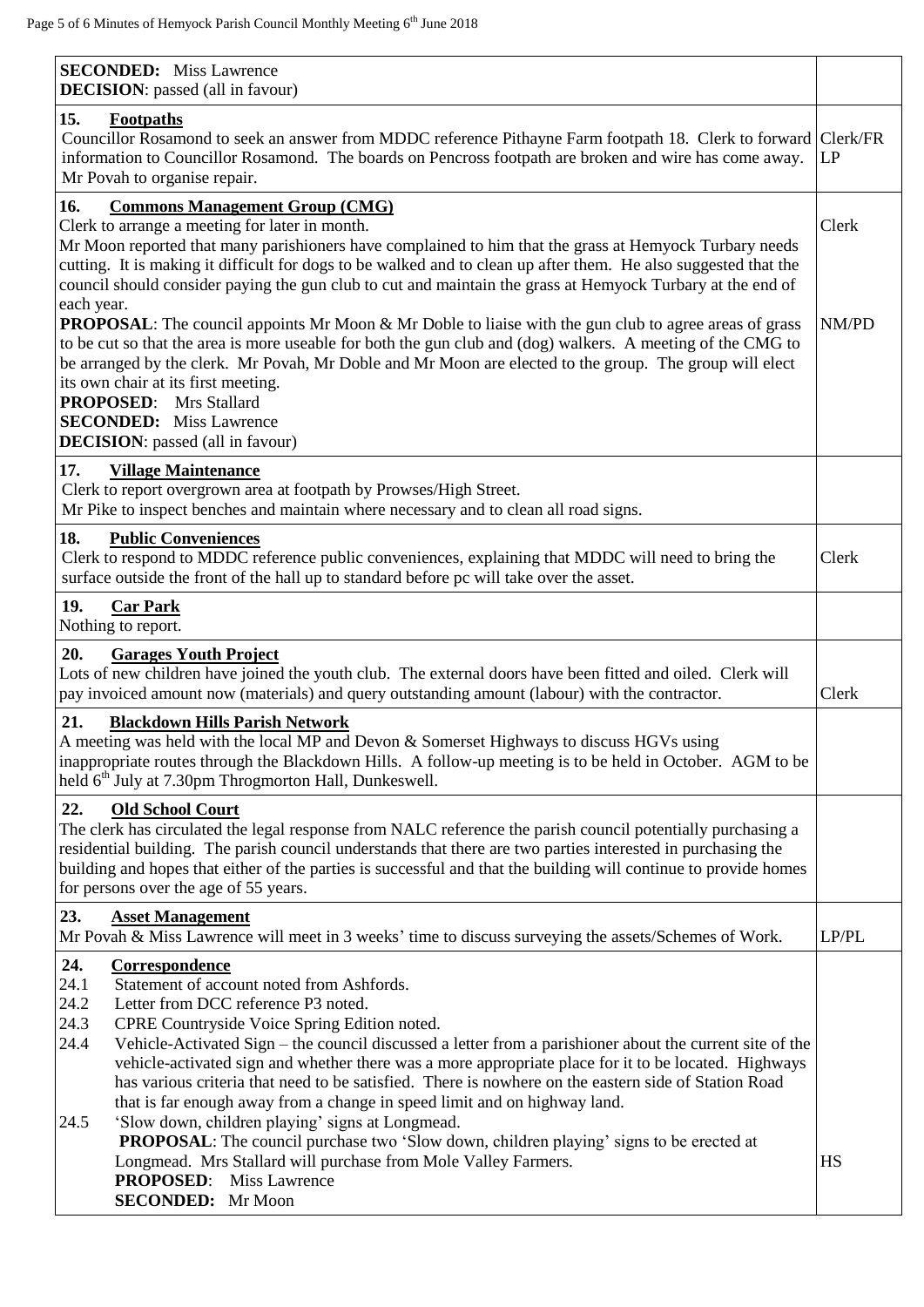| | |
|---|---|
| **SECONDED:** Miss Lawrence<br>**DECISION**: passed (all in favour) | |
| **15. Footpaths**<br>Councillor Rosamond to seek an answer from MDDC reference Pithayne Farm footpath 18. Clerk to forward information to Councillor Rosamond. The boards on Pencross footpath are broken and wire has come away. Mr Povah to organise repair. | Clerk/FR<br>LP |
| **16. Commons Management Group (CMG)**<br>Clerk to arrange a meeting for later in month.<br>Mr Moon reported that many parishioners have complained to him that the grass at Hemyock Turbary needs cutting. It is making it difficult for dogs to be walked and to clean up after them. He also suggested that the council should consider paying the gun club to cut and maintain the grass at Hemyock Turbary at the end of each year.<br>**PROPOSAL**: The council appoints Mr Moon & Mr Doble to liaise with the gun club to agree areas of grass to be cut so that the area is more useable for both the gun club and (dog) walkers. A meeting of the CMG to be arranged by the clerk. Mr Povah, Mr Doble and Mr Moon are elected to the group. The group will elect its own chair at its first meeting.<br>**PROPOSED**: Mrs Stallard<br>**SECONDED:** Miss Lawrence<br>**DECISION**: passed (all in favour) | Clerk<br><br>NM/PD |
| **17. Village Maintenance**<br>Clerk to report overgrown area at footpath by Prowses/High Street.<br>Mr Pike to inspect benches and maintain where necessary and to clean all road signs. | |
| **18. Public Conveniences**<br>Clerk to respond to MDDC reference public conveniences, explaining that MDDC will need to bring the surface outside the front of the hall up to standard before pc will take over the asset. | Clerk |
| **19. Car Park**<br>Nothing to report. | |
| **20. Garages Youth Project**<br>Lots of new children have joined the youth club. The external doors have been fitted and oiled. Clerk will pay invoiced amount now (materials) and query outstanding amount (labour) with the contractor. | Clerk |
| **21. Blackdown Hills Parish Network**<br>A meeting was held with the local MP and Devon & Somerset Highways to discuss HGVs using inappropriate routes through the Blackdown Hills. A follow-up meeting is to be held in October. AGM to be held 6th July at 7.30pm Throgmorton Hall, Dunkeswell. | |
| **22. Old School Court**<br>The clerk has circulated the legal response from NALC reference the parish council potentially purchasing a residential building. The parish council understands that there are two parties interested in purchasing the building and hopes that either of the parties is successful and that the building will continue to provide homes for persons over the age of 55 years. | |
| **23. Asset Management**<br>Mr Povah & Miss Lawrence will meet in 3 weeks' time to discuss surveying the assets/Schemes of Work. | LP/PL |
| **24. Correspondence**<br>24.1 Statement of account noted from Ashfords.<br>24.2 Letter from DCC reference P3 noted.<br>24.3 CPRE Countryside Voice Spring Edition noted.<br>24.4 Vehicle-Activated Sign – the council discussed a letter from a parishioner about the current site of the vehicle-activated sign and whether there was a more appropriate place for it to be located. Highways has various criteria that need to be satisfied. There is nowhere on the eastern side of Station Road that is far enough away from a change in speed limit and on highway land.<br>24.5 'Slow down, children playing' signs at Longmead.<br>**PROPOSAL**: The council purchase two 'Slow down, children playing' signs to be erected at Longmead. Mrs Stallard will purchase from Mole Valley Farmers.<br>**PROPOSED**: Miss Lawrence<br>**SECONDED:** Mr Moon | <br><br><br><br><br><br><br><br>HS |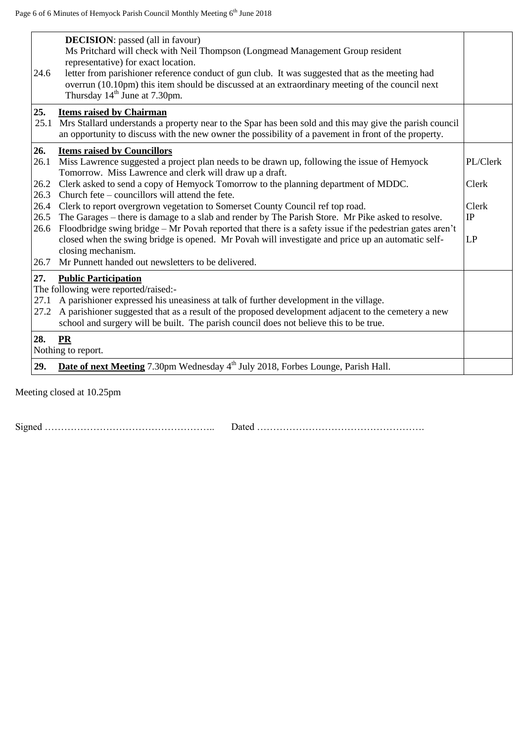| | |
|---|---|
| **DECISION**: passed (all in favour)<br>Ms Pritchard will check with Neil Thompson (Longmead Management Group resident representative) for exact location.<br>24.6 letter from parishioner reference conduct of gun club. It was suggested that as the meeting had overrun (10.10pm) this item should be discussed at an extraordinary meeting of the council next Thursday 14th June at 7.30pm. | |
| **25. Items raised by Chairman**<br>25.1 Mrs Stallard understands a property near to the Spar has been sold and this may give the parish council an opportunity to discuss with the new owner the possibility of a pavement in front of the property. | |
| **26. Items raised by Councillors**<br>26.1 Miss Lawrence suggested a project plan needs to be drawn up, following the issue of Hemyock Tomorrow. Miss Lawrence and clerk will draw up a draft.<br>26.2 Clerk asked to send a copy of Hemyock Tomorrow to the planning department of MDDC.<br>26.3 Church fete – councillors will attend the fete.<br>26.4 Clerk to report overgrown vegetation to Somerset County Council ref top road.<br>26.5 The Garages – there is damage to a slab and render by The Parish Store. Mr Pike asked to resolve.<br>26.6 Floodbridge swing bridge – Mr Povah reported that there is a safety issue if the pedestrian gates aren't closed when the swing bridge is opened. Mr Povah will investigate and price up an automatic self-closing mechanism.<br>26.7 Mr Punnett handed out newsletters to be delivered. | PL/Clerk<br><br>Clerk<br><br>Clerk<br>IP<br><br>LP |
| **27. Public Participation**<br>The following were reported/raised:-<br>27.1 A parishioner expressed his uneasiness at talk of further development in the village.<br>27.2 A parishioner suggested that as a result of the proposed development adjacent to the cemetery a new school and surgery will be built. The parish council does not believe this to be true. | |
| **28. PR**<br>Nothing to report. | |
| **29. Date of next Meeting** 7.30pm Wednesday 4th July 2018, Forbes Lounge, Parish Hall. | |

Meeting closed at 10.25pm

Signed …………………………………………….. Dated …………………………………………….